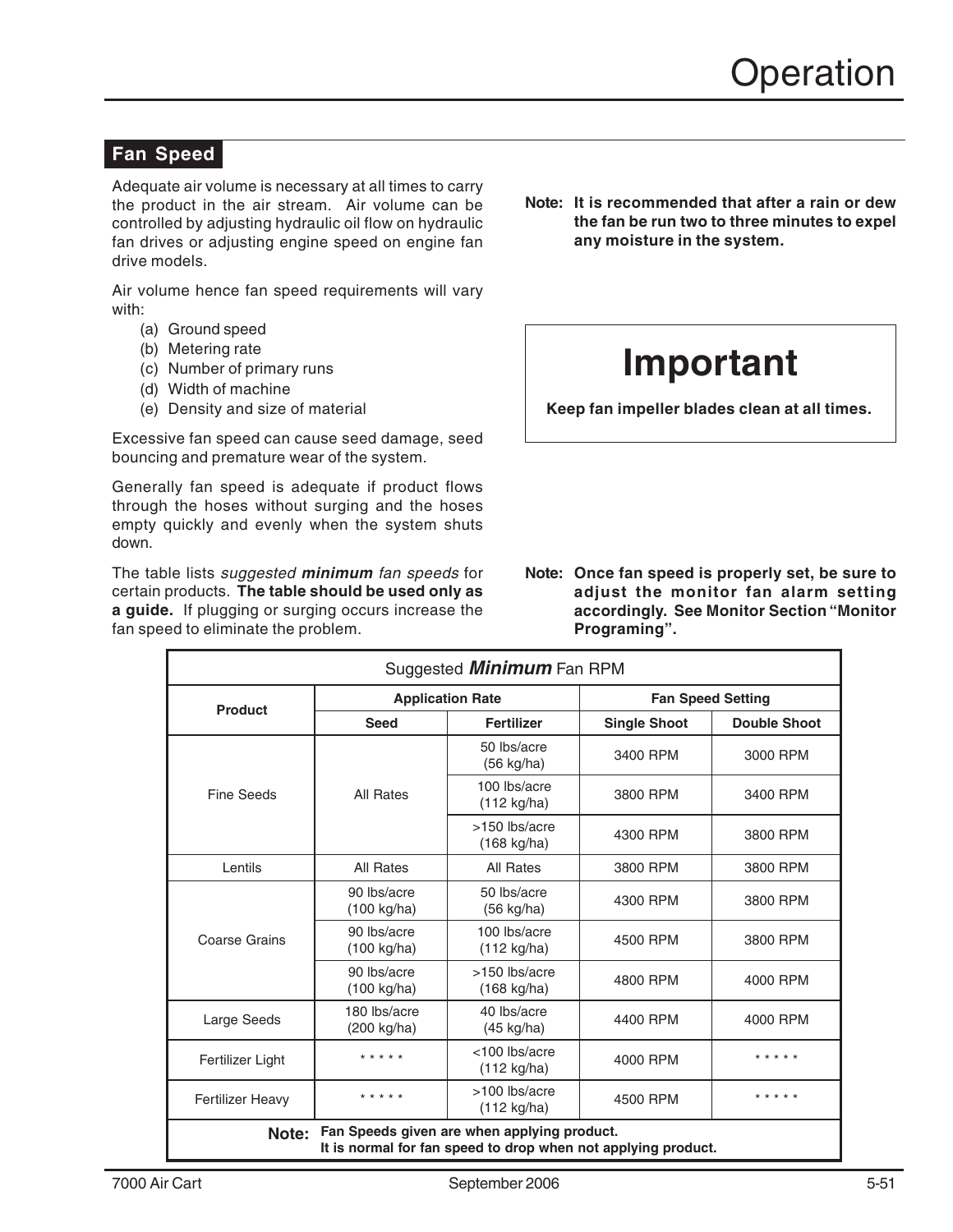## Fan Speed

Adequate air volume is necessary at all times to carry the product in the air stream. Air volume can be controlled by adjusting hydraulic oil flow on hydraulic fan drives or adjusting engine speed on engine fan drive models.

Air volume hence fan speed requirements will vary with:

(a) Ground speed
(b) Metering rate
(c) Number of primary runs
(d) Width of machine
(e) Density and size of material

Excessive fan speed can cause seed damage, seed bouncing and premature wear of the system.

Generally fan speed is adequate if product flows through the hoses without surging and the hoses empty quickly and evenly when the system shuts down.

The table lists *suggested **minimum** fan speeds* for certain products. **The table should be used only as a guide.** If plugging or surging occurs increase the fan speed to eliminate the problem.

**Note: It is recommended that after a rain or dew the fan be run two to three minutes to expel any moisture in the system.**

> **Important**
>
> **Keep fan impeller blades clean at all times.**

**Note: Once fan speed is properly set, be sure to adjust the monitor fan alarm setting accordingly. See Monitor Section "Monitor Programing".**

Suggested ***Minimum*** Fan RPM

| Product | Application Rate | | Fan Speed Setting | |
|---|---|---|---|---|
| | Seed | Fertilizer | Single Shoot | Double Shoot |
| Fine Seeds | All Rates | 50 lbs/acre (56 kg/ha) | 3400 RPM | 3000 RPM |
| | | 100 lbs/acre (112 kg/ha) | 3800 RPM | 3400 RPM |
| | | >150 lbs/acre (168 kg/ha) | 4300 RPM | 3800 RPM |
| Lentils | All Rates | All Rates | 3800 RPM | 3800 RPM |
| Coarse Grains | 90 lbs/acre (100 kg/ha) | 50 lbs/acre (56 kg/ha) | 4300 RPM | 3800 RPM |
| | 90 lbs/acre (100 kg/ha) | 100 lbs/acre (112 kg/ha) | 4500 RPM | 3800 RPM |
| | 90 lbs/acre (100 kg/ha) | >150 lbs/acre (168 kg/ha) | 4800 RPM | 4000 RPM |
| Large Seeds | 180 lbs/acre (200 kg/ha) | 40 lbs/acre (45 kg/ha) | 4400 RPM | 4000 RPM |
| Fertilizer Light | * * * * * | <100 lbs/acre (112 kg/ha) | 4000 RPM | * * * * * |
| Fertilizer Heavy | * * * * * | >100 lbs/acre (112 kg/ha) | 4500 RPM | * * * * * |

**Note: Fan Speeds given are when applying product. It is normal for fan speed to drop when not applying product.**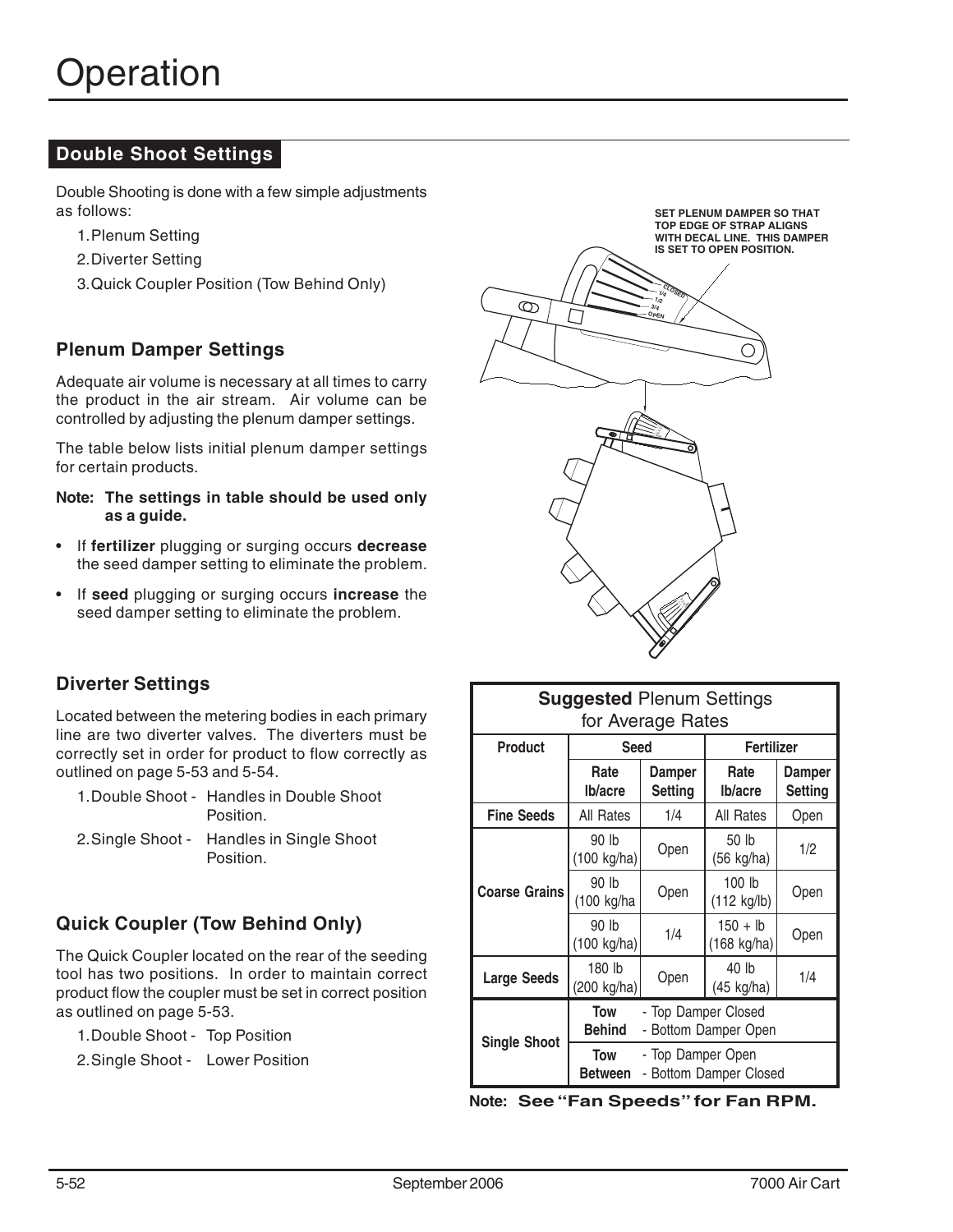# Operation

## Double Shoot Settings

Double Shooting is done with a few simple adjustments as follows:

1. Plenum Setting
2. Diverter Setting
3. Quick Coupler Position (Tow Behind Only)

SET PLENUM DAMPER SO THAT TOP EDGE OF STRAP ALIGNS WITH DECAL LINE. THIS DAMPER IS SET TO OPEN POSITION.

CLOSED
1/4
1/2
3/4
OPEN

### Plenum Damper Settings

Adequate air volume is necessary at all times to carry the product in the air stream. Air volume can be controlled by adjusting the plenum damper settings.

The table below lists initial plenum damper settings for certain products.

**Note: The settings in table should be used only as a guide.**

- If **fertilizer** plugging or surging occurs **decrease** the seed damper setting to eliminate the problem.
- If **seed** plugging or surging occurs **increase** the seed damper setting to eliminate the problem.

### Diverter Settings

Located between the metering bodies in each primary line are two diverter valves. The diverters must be correctly set in order for product to flow correctly as outlined on page 5-53 and 5-54.

1. Double Shoot - Handles in Double Shoot Position.
2. Single Shoot - Handles in Single Shoot Position.

### Quick Coupler (Tow Behind Only)

The Quick Coupler located on the rear of the seeding tool has two positions. In order to maintain correct product flow the coupler must be set in correct position as outlined on page 5-53.

1. Double Shoot - Top Position
2. Single Shoot - Lower Position

**Suggested** Plenum Settings for Average Rates

| Product | Seed | | Fertilizer | |
|---|---|---|---|---|
| | Rate lb/acre | Damper Setting | Rate lb/acre | Damper Setting |
| Fine Seeds | All Rates | 1/4 | All Rates | Open |
| Coarse Grains | 90 lb (100 kg/ha) | Open | 50 lb (56 kg/ha) | 1/2 |
| | 90 lb (100 kg/ha | Open | 100 lb (112 kg/lb) | Open |
| | 90 lb (100 kg/ha) | 1/4 | 150 + lb (168 kg/ha) | Open |
| Large Seeds | 180 lb (200 kg/ha) | Open | 40 lb (45 kg/ha) | 1/4 |
| Single Shoot | Tow Behind | - Top Damper Closed - Bottom Damper Open | | |
| | Tow Between | - Top Damper Open - Bottom Damper Closed | | |

**Note: See "Fan Speeds" for Fan RPM.**